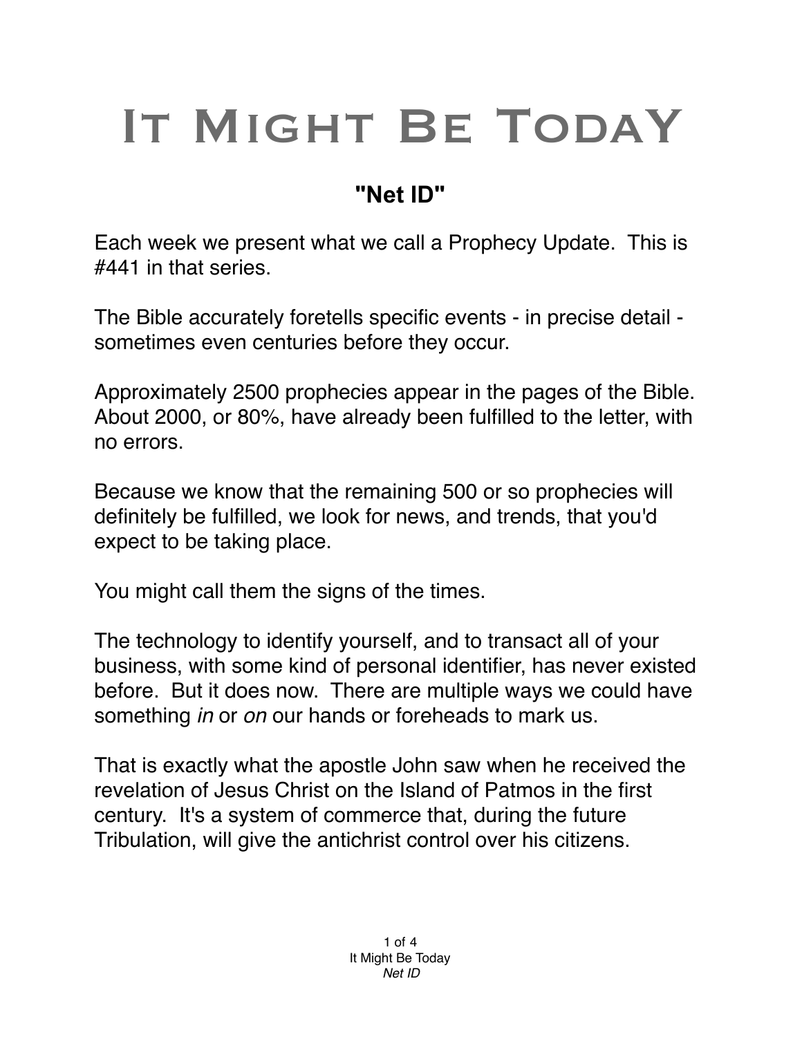# It Might Be Today

## "Net ID"

Each week we present what we call a Prophecy Update. This is #441 in that series.

The Bible accurately foretells specific events - in precise detail - sometimes even centuries before they occur.

Approximately 2500 prophecies appear in the pages of the Bible. About 2000, or 80%, have already been fulfilled to the letter, with no errors.

Because we know that the remaining 500 or so prophecies will definitely be fulfilled, we look for news, and trends, that you'd expect to be taking place.

You might call them the signs of the times.

The technology to identify yourself, and to transact all of your business, with some kind of personal identifier, has never existed before. But it does now. There are multiple ways we could have something *in* or *on* our hands or foreheads to mark us.

That is exactly what the apostle John saw when he received the revelation of Jesus Christ on the Island of Patmos in the first century. It's a system of commerce that, during the future Tribulation, will give the antichrist control over his citizens.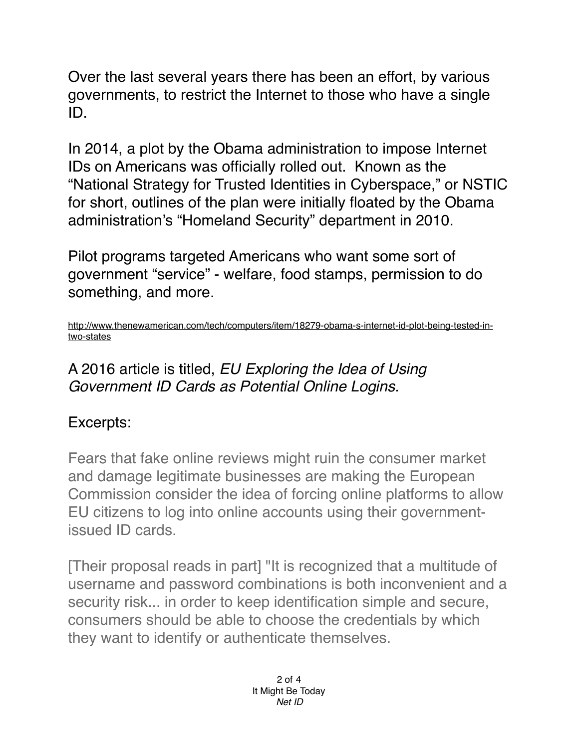Over the last several years there has been an effort, by various governments, to restrict the Internet to those who have a single ID.

In 2014, a plot by the Obama administration to impose Internet IDs on Americans was officially rolled out. Known as the "National Strategy for Trusted Identities in Cyberspace," or NSTIC for short, outlines of the plan were initially floated by the Obama administration's "Homeland Security" department in 2010.

Pilot programs targeted Americans who want some sort of government "service" - welfare, food stamps, permission to do something, and more.

http://www.thenewamerican.com/tech/computers/item/18279-obama-s-internet-id-plot-being-tested-in-two-states

A 2016 article is titled, *EU Exploring the Idea of Using Government ID Cards as Potential Online Logins.*

Excerpts:

> Fears that fake online reviews might ruin the consumer market and damage legitimate businesses are making the European Commission consider the idea of forcing online platforms to allow EU citizens to log into online accounts using their government-issued ID cards.
>
> [Their proposal reads in part] "It is recognized that a multitude of username and password combinations is both inconvenient and a security risk... in order to keep identification simple and secure, consumers should be able to choose the credentials by which they want to identify or authenticate themselves.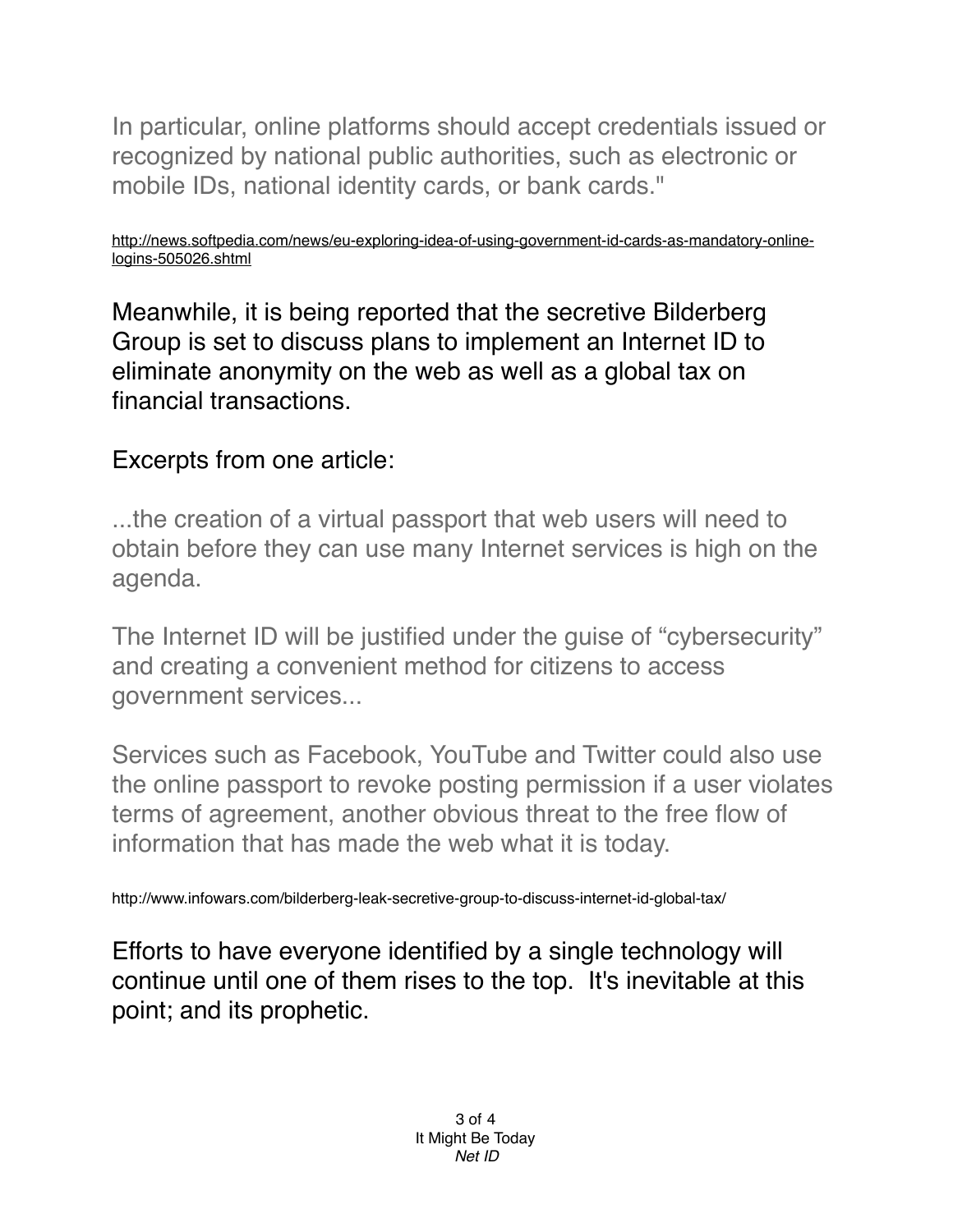> In particular, online platforms should accept credentials issued or recognized by national public authorities, such as electronic or mobile IDs, national identity cards, or bank cards."

http://news.softpedia.com/news/eu-exploring-idea-of-using-government-id-cards-as-mandatory-online-logins-505026.shtml

Meanwhile, it is being reported that the secretive Bilderberg Group is set to discuss plans to implement an Internet ID to eliminate anonymity on the web as well as a global tax on financial transactions.

Excerpts from one article:

> ...the creation of a virtual passport that web users will need to obtain before they can use many Internet services is high on the agenda.
>
> The Internet ID will be justified under the guise of "cybersecurity" and creating a convenient method for citizens to access government services...
>
> Services such as Facebook, YouTube and Twitter could also use the online passport to revoke posting permission if a user violates terms of agreement, another obvious threat to the free flow of information that has made the web what it is today.

http://www.infowars.com/bilderberg-leak-secretive-group-to-discuss-internet-id-global-tax/

Efforts to have everyone identified by a single technology will continue until one of them rises to the top. It's inevitable at this point; and its prophetic.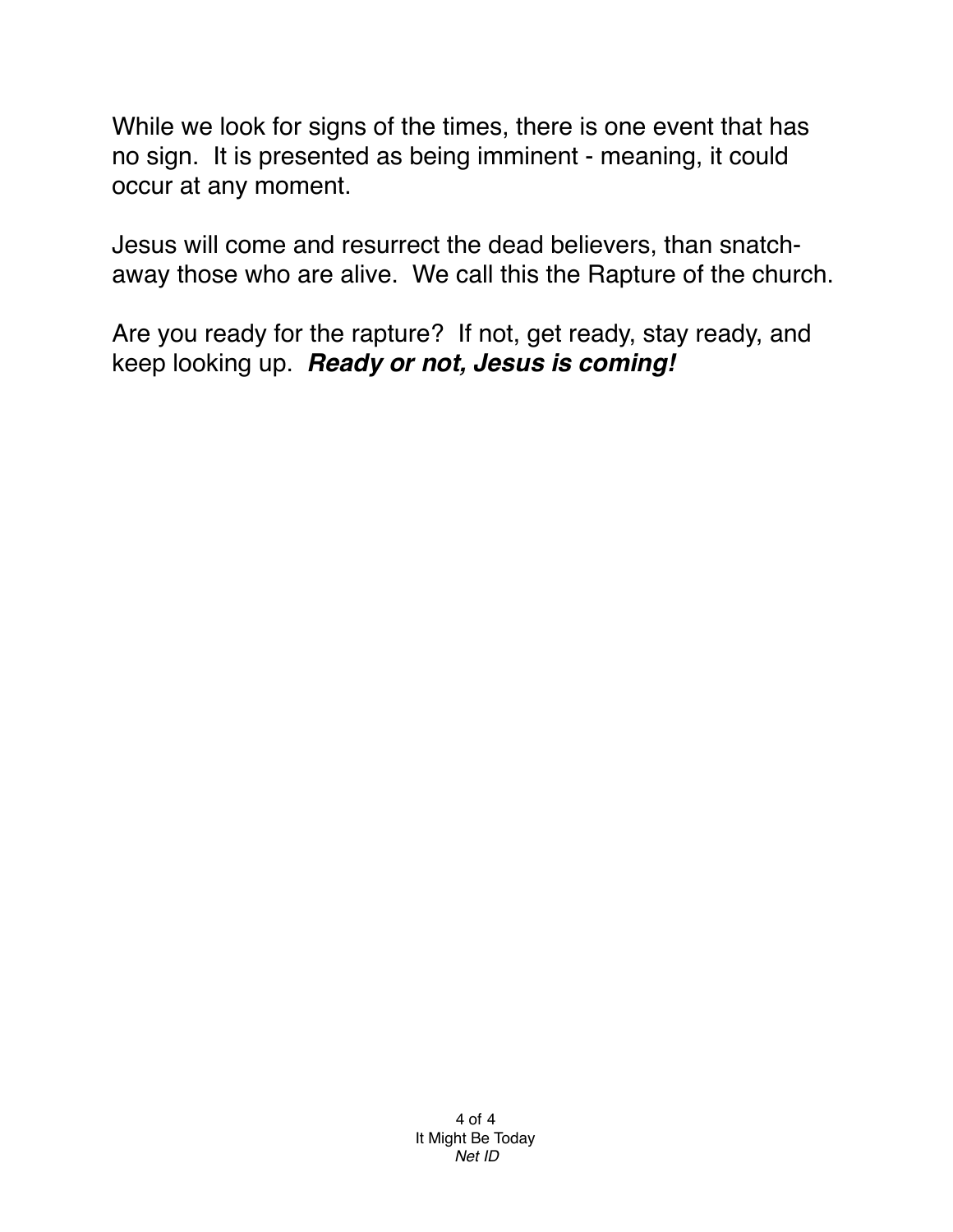While we look for signs of the times, there is one event that has no sign. It is presented as being imminent - meaning, it could occur at any moment.

Jesus will come and resurrect the dead believers, than snatch-away those who are alive. We call this the Rapture of the church.

Are you ready for the rapture? If not, get ready, stay ready, and keep looking up. ***Ready or not, Jesus is coming!***